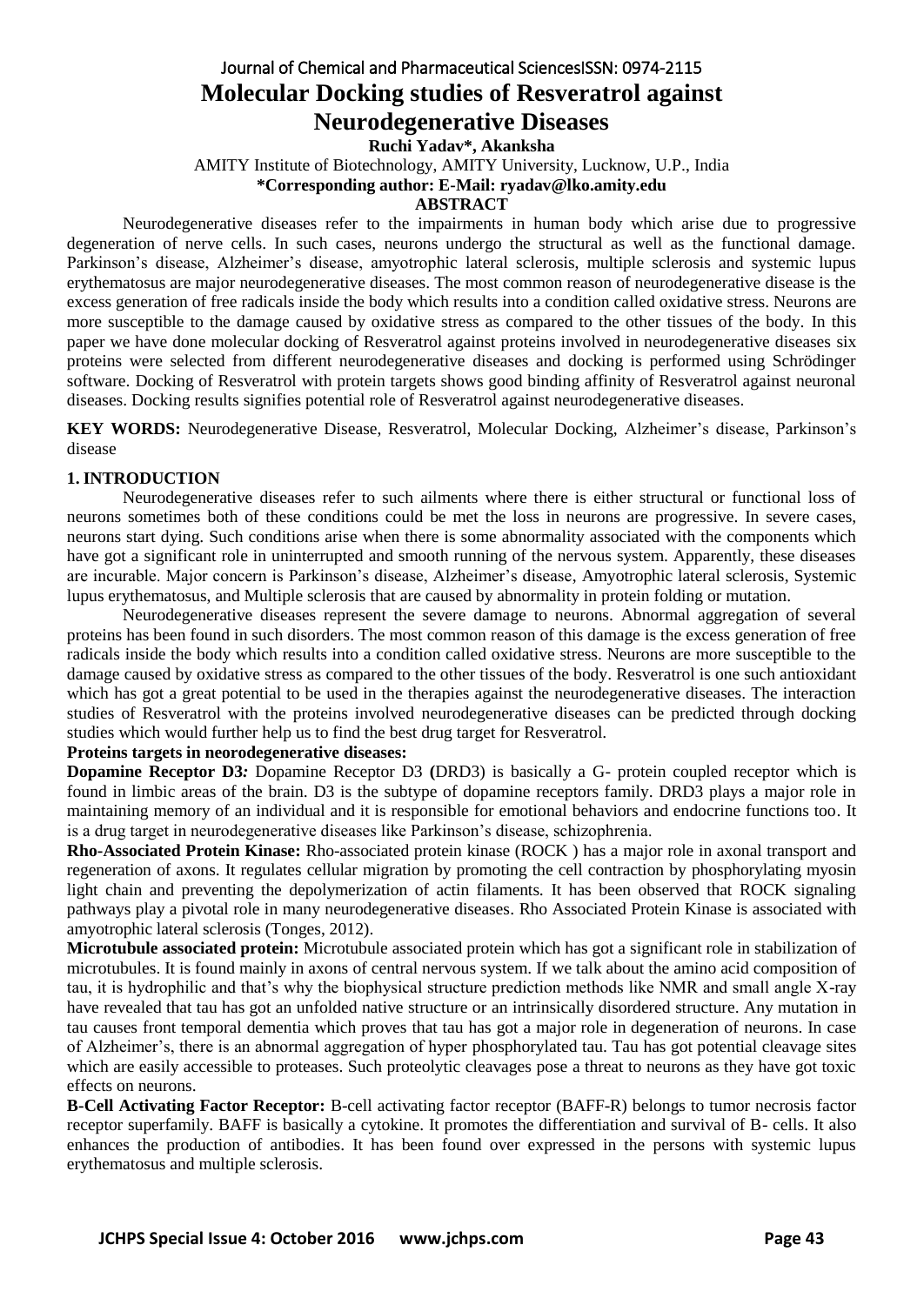# Molecular Docking studies of Resveratrol against Neurodegenerative Diseases

**Ruchi Yadav\*, Akanksha**

AMITY Institute of Biotechnology, AMITY University, Lucknow, U.P., India

**\*Corresponding author: E-Mail: ryadav@lko.amity.edu**

## ABSTRACT

Neurodegenerative diseases refer to the impairments in human body which arise due to progressive degeneration of nerve cells. In such cases, neurons undergo the structural as well as the functional damage. Parkinson's disease, Alzheimer's disease, amyotrophic lateral sclerosis, multiple sclerosis and systemic lupus erythematosus are major neurodegenerative diseases. The most common reason of neurodegenerative disease is the excess generation of free radicals inside the body which results into a condition called oxidative stress. Neurons are more susceptible to the damage caused by oxidative stress as compared to the other tissues of the body. In this paper we have done molecular docking of Resveratrol against proteins involved in neurodegenerative diseases six proteins were selected from different neurodegenerative diseases and docking is performed using Schrödinger software. Docking of Resveratrol with protein targets shows good binding affinity of Resveratrol against neuronal diseases. Docking results signifies potential role of Resveratrol against neurodegenerative diseases.

**KEY WORDS:** Neurodegenerative Disease, Resveratrol, Molecular Docking, Alzheimer's disease, Parkinson's disease

## 1. INTRODUCTION

Neurodegenerative diseases refer to such ailments where there is either structural or functional loss of neurons sometimes both of these conditions could be met the loss in neurons are progressive. In severe cases, neurons start dying. Such conditions arise when there is some abnormality associated with the components which have got a significant role in uninterrupted and smooth running of the nervous system. Apparently, these diseases are incurable. Major concern is Parkinson's disease, Alzheimer's disease, Amyotrophic lateral sclerosis, Systemic lupus erythematosus, and Multiple sclerosis that are caused by abnormality in protein folding or mutation.

Neurodegenerative diseases represent the severe damage to neurons. Abnormal aggregation of several proteins has been found in such disorders. The most common reason of this damage is the excess generation of free radicals inside the body which results into a condition called oxidative stress. Neurons are more susceptible to the damage caused by oxidative stress as compared to the other tissues of the body. Resveratrol is one such antioxidant which has got a great potential to be used in the therapies against the neurodegenerative diseases. The interaction studies of Resveratrol with the proteins involved neurodegenerative diseases can be predicted through docking studies which would further help us to find the best drug target for Resveratrol.

**Proteins targets in neorodegenerative diseases:**

**Dopamine Receptor D3*:*** Dopamine Receptor D3 **(**DRD3) is basically a G- protein coupled receptor which is found in limbic areas of the brain. D3 is the subtype of dopamine receptors family. DRD3 plays a major role in maintaining memory of an individual and it is responsible for emotional behaviors and endocrine functions too. It is a drug target in neurodegenerative diseases like Parkinson's disease, schizophrenia.

**Rho-Associated Protein Kinase:** Rho-associated protein kinase (ROCK ) has a major role in axonal transport and regeneration of axons. It regulates cellular migration by promoting the cell contraction by phosphorylating myosin light chain and preventing the depolymerization of actin filaments. It has been observed that ROCK signaling pathways play a pivotal role in many neurodegenerative diseases. Rho Associated Protein Kinase is associated with amyotrophic lateral sclerosis (Tonges, 2012).

**Microtubule associated protein:** Microtubule associated protein which has got a significant role in stabilization of microtubules. It is found mainly in axons of central nervous system. If we talk about the amino acid composition of tau, it is hydrophilic and that's why the biophysical structure prediction methods like NMR and small angle X-ray have revealed that tau has got an unfolded native structure or an intrinsically disordered structure. Any mutation in tau causes front temporal dementia which proves that tau has got a major role in degeneration of neurons. In case of Alzheimer's, there is an abnormal aggregation of hyper phosphorylated tau. Tau has got potential cleavage sites which are easily accessible to proteases. Such proteolytic cleavages pose a threat to neurons as they have got toxic effects on neurons.

**B-Cell Activating Factor Receptor:** B-cell activating factor receptor (BAFF-R) belongs to tumor necrosis factor receptor superfamily. BAFF is basically a cytokine. It promotes the differentiation and survival of B- cells. It also enhances the production of antibodies. It has been found over expressed in the persons with systemic lupus erythematosus and multiple sclerosis.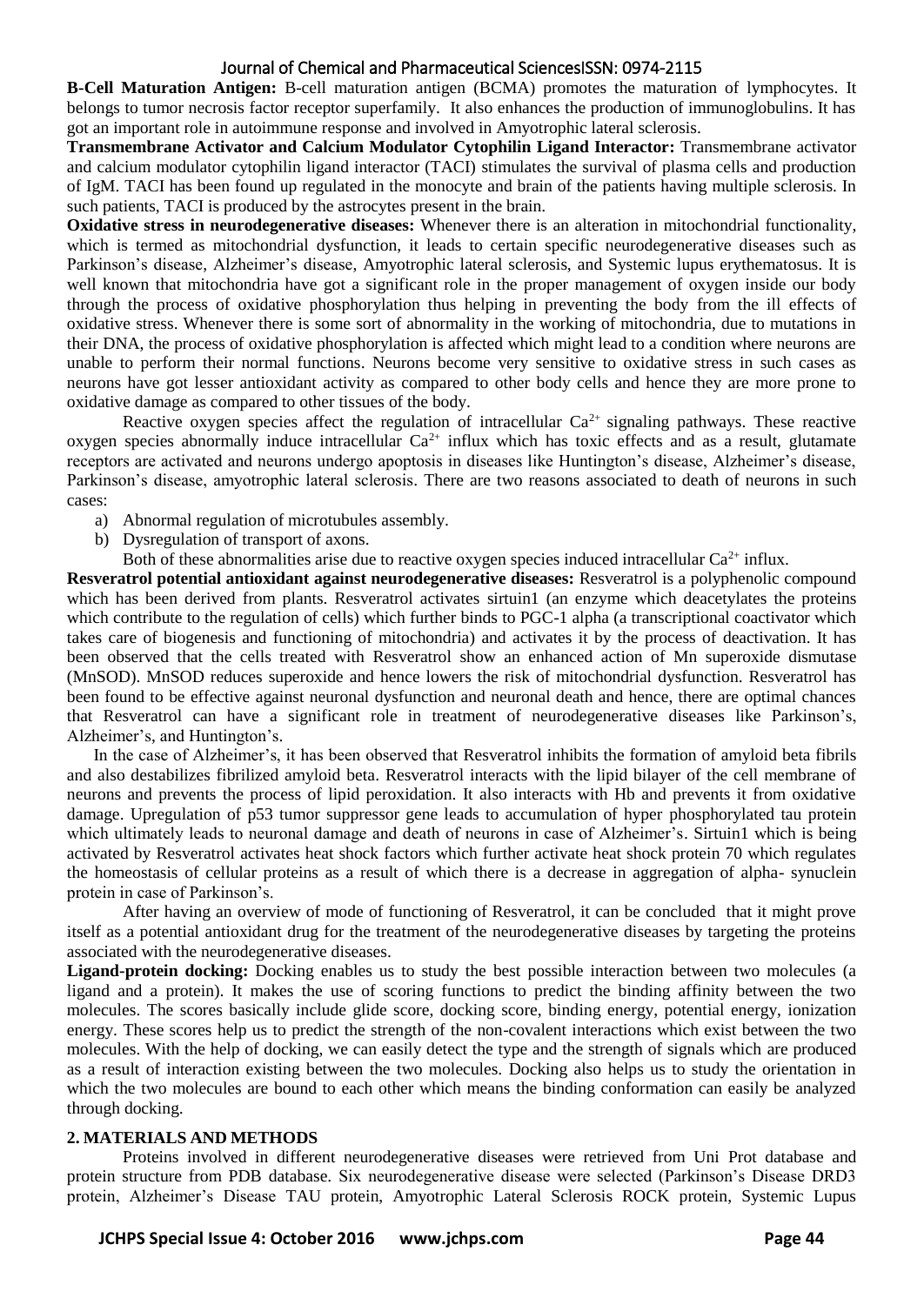**B-Cell Maturation Antigen:** B-cell maturation antigen (BCMA) promotes the maturation of lymphocytes. It belongs to tumor necrosis factor receptor superfamily. It also enhances the production of immunoglobulins. It has got an important role in autoimmune response and involved in Amyotrophic lateral sclerosis.

**Transmembrane Activator and Calcium Modulator Cytophilin Ligand Interactor:** Transmembrane activator and calcium modulator cytophilin ligand interactor (TACI) stimulates the survival of plasma cells and production of IgM. TACI has been found up regulated in the monocyte and brain of the patients having multiple sclerosis. In such patients, TACI is produced by the astrocytes present in the brain.

**Oxidative stress in neurodegenerative diseases:** Whenever there is an alteration in mitochondrial functionality, which is termed as mitochondrial dysfunction, it leads to certain specific neurodegenerative diseases such as Parkinson's disease, Alzheimer's disease, Amyotrophic lateral sclerosis, and Systemic lupus erythematosus. It is well known that mitochondria have got a significant role in the proper management of oxygen inside our body through the process of oxidative phosphorylation thus helping in preventing the body from the ill effects of oxidative stress. Whenever there is some sort of abnormality in the working of mitochondria, due to mutations in their DNA, the process of oxidative phosphorylation is affected which might lead to a condition where neurons are unable to perform their normal functions. Neurons become very sensitive to oxidative stress in such cases as neurons have got lesser antioxidant activity as compared to other body cells and hence they are more prone to oxidative damage as compared to other tissues of the body.

Reactive oxygen species affect the regulation of intracellular $Ca^{2+}$ signaling pathways. These reactive oxygen species abnormally induce intracellular $Ca^{2+}$ influx which has toxic effects and as a result, glutamate receptors are activated and neurons undergo apoptosis in diseases like Huntington's disease, Alzheimer's disease, Parkinson's disease, amyotrophic lateral sclerosis. There are two reasons associated to death of neurons in such cases:

a) Abnormal regulation of microtubules assembly.
b) Dysregulation of transport of axons.

Both of these abnormalities arise due to reactive oxygen species induced intracellular $Ca^{2+}$ influx.

**Resveratrol potential antioxidant against neurodegenerative diseases:** Resveratrol is a polyphenolic compound which has been derived from plants. Resveratrol activates sirtuin1 (an enzyme which deacetylates the proteins which contribute to the regulation of cells) which further binds to PGC-1 alpha (a transcriptional coactivator which takes care of biogenesis and functioning of mitochondria) and activates it by the process of deactivation. It has been observed that the cells treated with Resveratrol show an enhanced action of Mn superoxide dismutase (MnSOD). MnSOD reduces superoxide and hence lowers the risk of mitochondrial dysfunction. Resveratrol has been found to be effective against neuronal dysfunction and neuronal death and hence, there are optimal chances that Resveratrol can have a significant role in treatment of neurodegenerative diseases like Parkinson's, Alzheimer's, and Huntington's.

In the case of Alzheimer's, it has been observed that Resveratrol inhibits the formation of amyloid beta fibrils and also destabilizes fibrilized amyloid beta. Resveratrol interacts with the lipid bilayer of the cell membrane of neurons and prevents the process of lipid peroxidation. It also interacts with Hb and prevents it from oxidative damage. Upregulation of p53 tumor suppressor gene leads to accumulation of hyper phosphorylated tau protein which ultimately leads to neuronal damage and death of neurons in case of Alzheimer's. Sirtuin1 which is being activated by Resveratrol activates heat shock factors which further activate heat shock protein 70 which regulates the homeostasis of cellular proteins as a result of which there is a decrease in aggregation of alpha- synuclein protein in case of Parkinson's.

After having an overview of mode of functioning of Resveratrol, it can be concluded that it might prove itself as a potential antioxidant drug for the treatment of the neurodegenerative diseases by targeting the proteins associated with the neurodegenerative diseases.

**Ligand-protein docking:** Docking enables us to study the best possible interaction between two molecules (a ligand and a protein). It makes the use of scoring functions to predict the binding affinity between the two molecules. The scores basically include glide score, docking score, binding energy, potential energy, ionization energy. These scores help us to predict the strength of the non-covalent interactions which exist between the two molecules. With the help of docking, we can easily detect the type and the strength of signals which are produced as a result of interaction existing between the two molecules. Docking also helps us to study the orientation in which the two molecules are bound to each other which means the binding conformation can easily be analyzed through docking.

## 2. MATERIALS AND METHODS

Proteins involved in different neurodegenerative diseases were retrieved from Uni Prot database and protein structure from PDB database. Six neurodegenerative disease were selected (Parkinson's Disease DRD3 protein, Alzheimer's Disease TAU protein, Amyotrophic Lateral Sclerosis ROCK protein, Systemic Lupus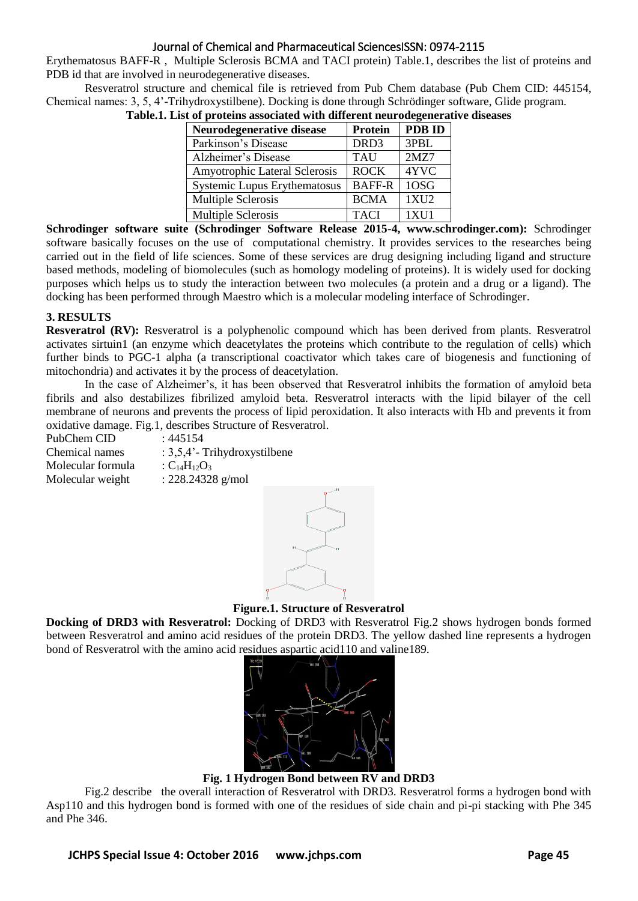Erythematosus BAFF-R , Multiple Sclerosis BCMA and TACI protein) Table.1, describes the list of proteins and PDB id that are involved in neurodegenerative diseases.

Resveratrol structure and chemical file is retrieved from Pub Chem database (Pub Chem CID: 445154, Chemical names: 3, 5, 4'-Trihydroxystilbene). Docking is done through Schrödinger software, Glide program.

**Table.1. List of proteins associated with different neurodegenerative diseases**

| Neurodegenerative disease | Protein | PDB ID |
|---|---|---|
| Parkinson's Disease | DRD3 | 3PBL |
| Alzheimer's Disease | TAU | 2MZ7 |
| Amyotrophic Lateral Sclerosis | ROCK | 4YVC |
| Systemic Lupus Erythematosus | BAFF-R | 1OSG |
| Multiple Sclerosis | BCMA | 1XU2 |
| Multiple Sclerosis | TACI | 1XU1 |

**Schrodinger software suite (Schrodinger Software Release 2015-4, www.schrodinger.com):** Schrodinger software basically focuses on the use of computational chemistry. It provides services to the researches being carried out in the field of life sciences. Some of these services are drug designing including ligand and structure based methods, modeling of biomolecules (such as homology modeling of proteins). It is widely used for docking purposes which helps us to study the interaction between two molecules (a protein and a drug or a ligand). The docking has been performed through Maestro which is a molecular modeling interface of Schrodinger.

## 3. RESULTS

**Resveratrol (RV):** Resveratrol is a polyphenolic compound which has been derived from plants. Resveratrol activates sirtuin1 (an enzyme which deacetylates the proteins which contribute to the regulation of cells) which further binds to PGC-1 alpha (a transcriptional coactivator which takes care of biogenesis and functioning of mitochondria) and activates it by the process of deacetylation.

In the case of Alzheimer's, it has been observed that Resveratrol inhibits the formation of amyloid beta fibrils and also destabilizes fibrilized amyloid beta. Resveratrol interacts with the lipid bilayer of the cell membrane of neurons and prevents the process of lipid peroxidation. It also interacts with Hb and prevents it from oxidative damage. Fig.1, describes Structure of Resveratrol.

PubChem CID : 445154
Chemical names : 3,5,4'- Trihydroxystilbene
Molecular formula : $C_{14}H_{12}O_3$
Molecular weight : 228.24328 g/mol

**Figure.1. Structure of Resveratrol**

**Docking of DRD3 with Resveratrol:** Docking of DRD3 with Resveratrol Fig.2 shows hydrogen bonds formed between Resveratrol and amino acid residues of the protein DRD3. The yellow dashed line represents a hydrogen bond of Resveratrol with the amino acid residues aspartic acid110 and valine189.

**Fig. 1 Hydrogen Bond between RV and DRD3**

Fig.2 describe the overall interaction of Resveratrol with DRD3. Resveratrol forms a hydrogen bond with Asp110 and this hydrogen bond is formed with one of the residues of side chain and pi-pi stacking with Phe 345 and Phe 346.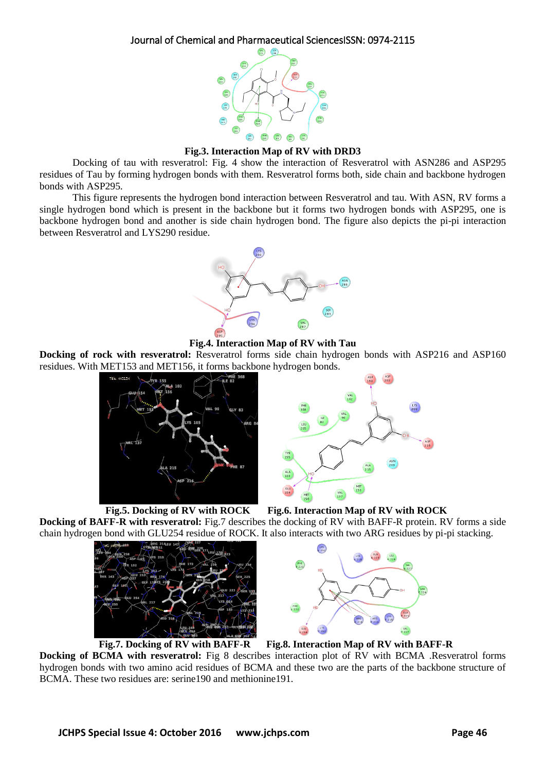**Fig.3. Interaction Map of RV with DRD3**

Docking of tau with resveratrol: Fig. 4 show the interaction of Resveratrol with ASN286 and ASP295 residues of Tau by forming hydrogen bonds with them. Resveratrol forms both, side chain and backbone hydrogen bonds with ASP295.

This figure represents the hydrogen bond interaction between Resveratrol and tau. With ASN, RV forms a single hydrogen bond which is present in the backbone but it forms two hydrogen bonds with ASP295, one is backbone hydrogen bond and another is side chain hydrogen bond. The figure also depicts the pi-pi interaction between Resveratrol and LYS290 residue.

**Fig.4. Interaction Map of RV with Tau**

**Docking of rock with resveratrol:** Resveratrol forms side chain hydrogen bonds with ASP216 and ASP160 residues. With MET153 and MET156, it forms backbone hydrogen bonds.

**Fig.5. Docking of RV with ROCK** **Fig.6. Interaction Map of RV with ROCK**

**Docking of BAFF-R with resveratrol:** Fig.7 describes the docking of RV with BAFF-R protein. RV forms a side chain hydrogen bond with GLU254 residue of ROCK. It also interacts with two ARG residues by pi-pi stacking.

**Fig.7. Docking of RV with BAFF-R** **Fig.8. Interaction Map of RV with BAFF-R**

**Docking of BCMA with resveratrol:** Fig 8 describes interaction plot of RV with BCMA .Resveratrol forms hydrogen bonds with two amino acid residues of BCMA and these two are the parts of the backbone structure of BCMA. These two residues are: serine190 and methionine191.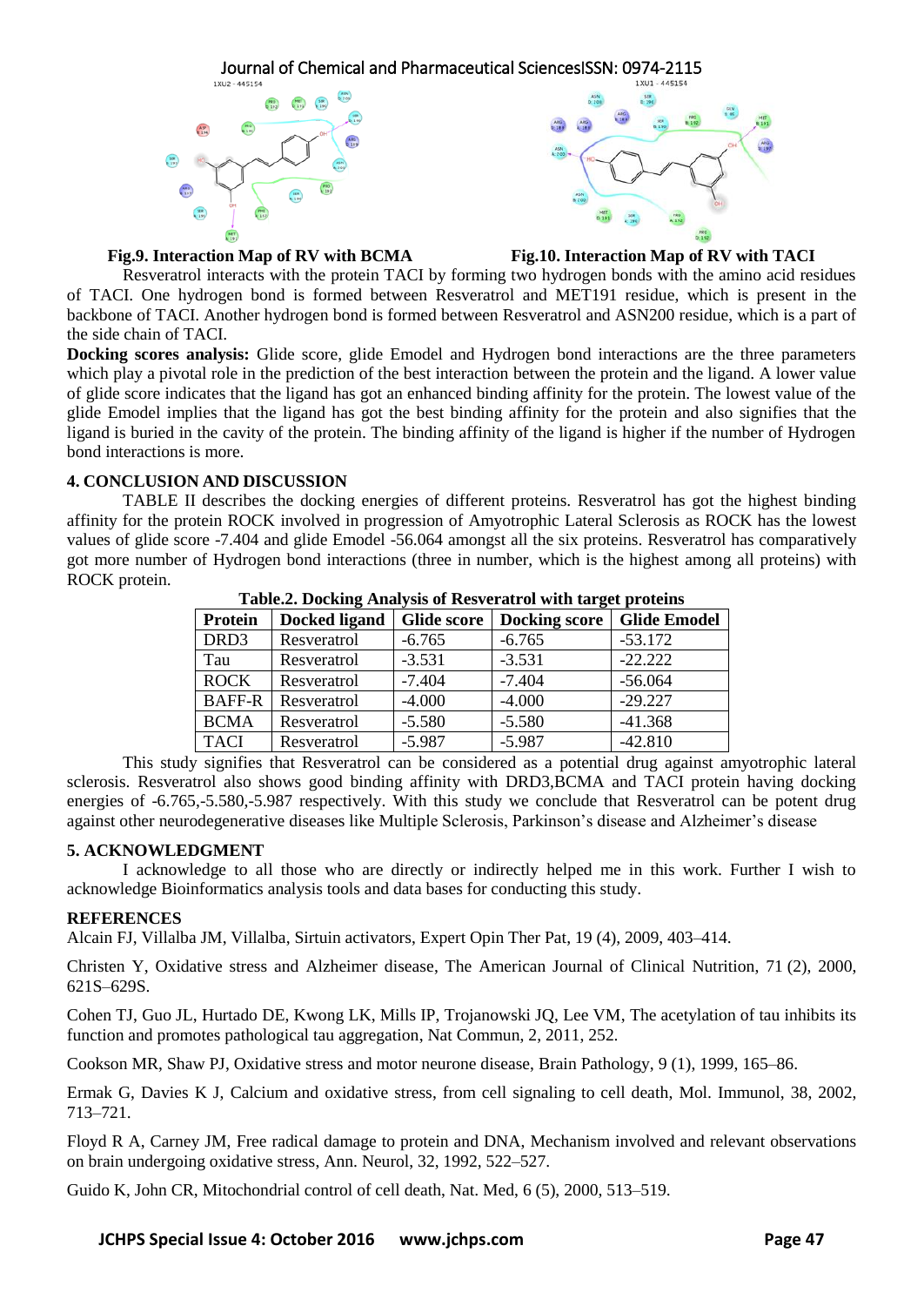**Fig.9. Interaction Map of RV with BCMA** **Fig.10. Interaction Map of RV with TACI**

Resveratrol interacts with the protein TACI by forming two hydrogen bonds with the amino acid residues of TACI. One hydrogen bond is formed between Resveratrol and MET191 residue, which is present in the backbone of TACI. Another hydrogen bond is formed between Resveratrol and ASN200 residue, which is a part of the side chain of TACI.

**Docking scores analysis:** Glide score, glide Emodel and Hydrogen bond interactions are the three parameters which play a pivotal role in the prediction of the best interaction between the protein and the ligand. A lower value of glide score indicates that the ligand has got an enhanced binding affinity for the protein. The lowest value of the glide Emodel implies that the ligand has got the best binding affinity for the protein and also signifies that the ligand is buried in the cavity of the protein. The binding affinity of the ligand is higher if the number of Hydrogen bond interactions is more.

## 4. CONCLUSION AND DISCUSSION

TABLE II describes the docking energies of different proteins. Resveratrol has got the highest binding affinity for the protein ROCK involved in progression of Amyotrophic Lateral Sclerosis as ROCK has the lowest values of glide score -7.404 and glide Emodel -56.064 amongst all the six proteins. Resveratrol has comparatively got more number of Hydrogen bond interactions (three in number, which is the highest among all proteins) with ROCK protein.

**Table.2. Docking Analysis of Resveratrol with target proteins**

| Protein | Docked ligand | Glide score | Docking score | Glide Emodel |
|---|---|---|---|---|
| DRD3 | Resveratrol | -6.765 | -6.765 | -53.172 |
| Tau | Resveratrol | -3.531 | -3.531 | -22.222 |
| ROCK | Resveratrol | -7.404 | -7.404 | -56.064 |
| BAFF-R | Resveratrol | -4.000 | -4.000 | -29.227 |
| BCMA | Resveratrol | -5.580 | -5.580 | -41.368 |
| TACI | Resveratrol | -5.987 | -5.987 | -42.810 |

This study signifies that Resveratrol can be considered as a potential drug against amyotrophic lateral sclerosis. Resveratrol also shows good binding affinity with DRD3,BCMA and TACI protein having docking energies of -6.765,-5.580,-5.987 respectively. With this study we conclude that Resveratrol can be potent drug against other neurodegenerative diseases like Multiple Sclerosis, Parkinson's disease and Alzheimer's disease

## 5. ACKNOWLEDGMENT

I acknowledge to all those who are directly or indirectly helped me in this work. Further I wish to acknowledge Bioinformatics analysis tools and data bases for conducting this study.

## REFERENCES

Alcain FJ, Villalba JM, Villalba, Sirtuin activators, Expert Opin Ther Pat, 19 (4), 2009, 403–414.

Christen Y, Oxidative stress and Alzheimer disease, The American Journal of Clinical Nutrition, 71 (2), 2000, 621S–629S.

Cohen TJ, Guo JL, Hurtado DE, Kwong LK, Mills IP, Trojanowski JQ, Lee VM, The acetylation of tau inhibits its function and promotes pathological tau aggregation, Nat Commun, 2, 2011, 252.

Cookson MR, Shaw PJ, Oxidative stress and motor neurone disease, Brain Pathology, 9 (1), 1999, 165–86.

Ermak G, Davies K J, Calcium and oxidative stress, from cell signaling to cell death, Mol. Immunol, 38, 2002, 713–721.

Floyd R A, Carney JM, Free radical damage to protein and DNA, Mechanism involved and relevant observations on brain undergoing oxidative stress, Ann. Neurol, 32, 1992, 522–527.

Guido K, John CR, Mitochondrial control of cell death, Nat. Med, 6 (5), 2000, 513–519.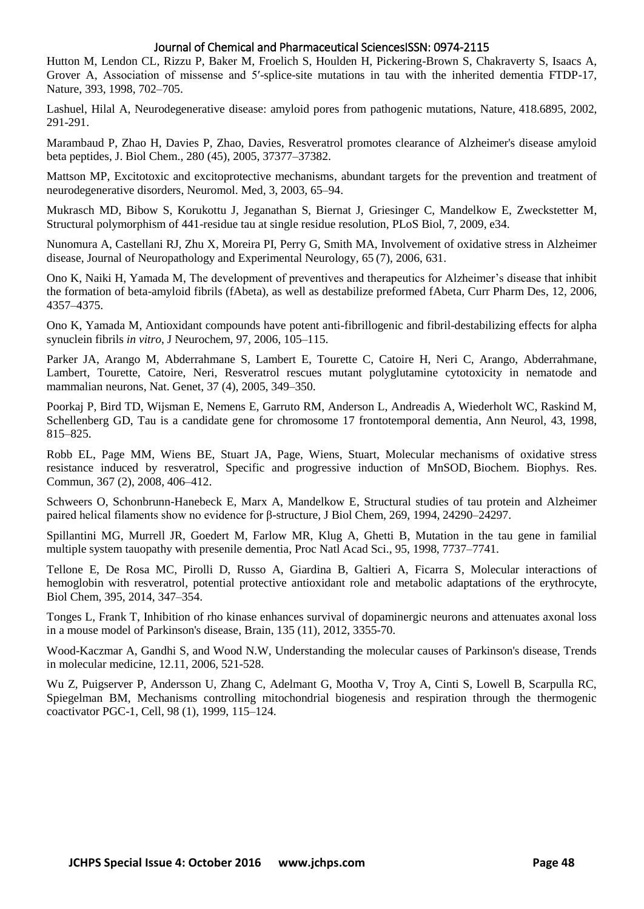Hutton M, Lendon CL, Rizzu P, Baker M, Froelich S, Houlden H, Pickering-Brown S, Chakraverty S, Isaacs A, Grover A, Association of missense and 5′-splice-site mutations in tau with the inherited dementia FTDP-17, Nature, 393, 1998, 702–705.

Lashuel, Hilal A, Neurodegenerative disease: amyloid pores from pathogenic mutations, Nature, 418.6895, 2002, 291-291.

Marambaud P, Zhao H, Davies P, Zhao, Davies, Resveratrol promotes clearance of Alzheimer's disease amyloid beta peptides, J. Biol Chem., 280 (45), 2005, 37377–37382.

Mattson MP, Excitotoxic and excitoprotective mechanisms, abundant targets for the prevention and treatment of neurodegenerative disorders, Neuromol. Med, 3, 2003, 65–94.

Mukrasch MD, Bibow S, Korukottu J, Jeganathan S, Biernat J, Griesinger C, Mandelkow E, Zweckstetter M, Structural polymorphism of 441-residue tau at single residue resolution, PLoS Biol, 7, 2009, e34.

Nunomura A, Castellani RJ, Zhu X, Moreira PI, Perry G, Smith MA, Involvement of oxidative stress in Alzheimer disease, Journal of Neuropathology and Experimental Neurology, 65 (7), 2006, 631.

Ono K, Naiki H, Yamada M, The development of preventives and therapeutics for Alzheimer's disease that inhibit the formation of beta-amyloid fibrils (fAbeta), as well as destabilize preformed fAbeta, Curr Pharm Des, 12, 2006, 4357–4375.

Ono K, Yamada M, Antioxidant compounds have potent anti-fibrillogenic and fibril-destabilizing effects for alpha synuclein fibrils *in vitro*, J Neurochem, 97, 2006, 105–115.

Parker JA, Arango M, Abderrahmane S, Lambert E, Tourette C, Catoire H, Neri C, Arango, Abderrahmane, Lambert, Tourette, Catoire, Neri, Resveratrol rescues mutant polyglutamine cytotoxicity in nematode and mammalian neurons, Nat. Genet, 37 (4), 2005, 349–350.

Poorkaj P, Bird TD, Wijsman E, Nemens E, Garruto RM, Anderson L, Andreadis A, Wiederholt WC, Raskind M, Schellenberg GD, Tau is a candidate gene for chromosome 17 frontotemporal dementia, Ann Neurol, 43, 1998, 815–825.

Robb EL, Page MM, Wiens BE, Stuart JA, Page, Wiens, Stuart, Molecular mechanisms of oxidative stress resistance induced by resveratrol, Specific and progressive induction of MnSOD, Biochem. Biophys. Res. Commun, 367 (2), 2008, 406–412.

Schweers O, Schonbrunn-Hanebeck E, Marx A, Mandelkow E, Structural studies of tau protein and Alzheimer paired helical filaments show no evidence for β-structure, J Biol Chem, 269, 1994, 24290–24297.

Spillantini MG, Murrell JR, Goedert M, Farlow MR, Klug A, Ghetti B, Mutation in the tau gene in familial multiple system tauopathy with presenile dementia, Proc Natl Acad Sci., 95, 1998, 7737–7741.

Tellone E, De Rosa MC, Pirolli D, Russo A, Giardina B, Galtieri A, Ficarra S, Molecular interactions of hemoglobin with resveratrol, potential protective antioxidant role and metabolic adaptations of the erythrocyte, Biol Chem, 395, 2014, 347–354.

Tonges L, Frank T, Inhibition of rho kinase enhances survival of dopaminergic neurons and attenuates axonal loss in a mouse model of Parkinson's disease, Brain, 135 (11), 2012, 3355-70.

Wood-Kaczmar A, Gandhi S, and Wood N.W, Understanding the molecular causes of Parkinson's disease, Trends in molecular medicine, 12.11, 2006, 521-528.

Wu Z, Puigserver P, Andersson U, Zhang C, Adelmant G, Mootha V, Troy A, Cinti S, Lowell B, Scarpulla RC, Spiegelman BM, Mechanisms controlling mitochondrial biogenesis and respiration through the thermogenic coactivator PGC-1, Cell, 98 (1), 1999, 115–124.